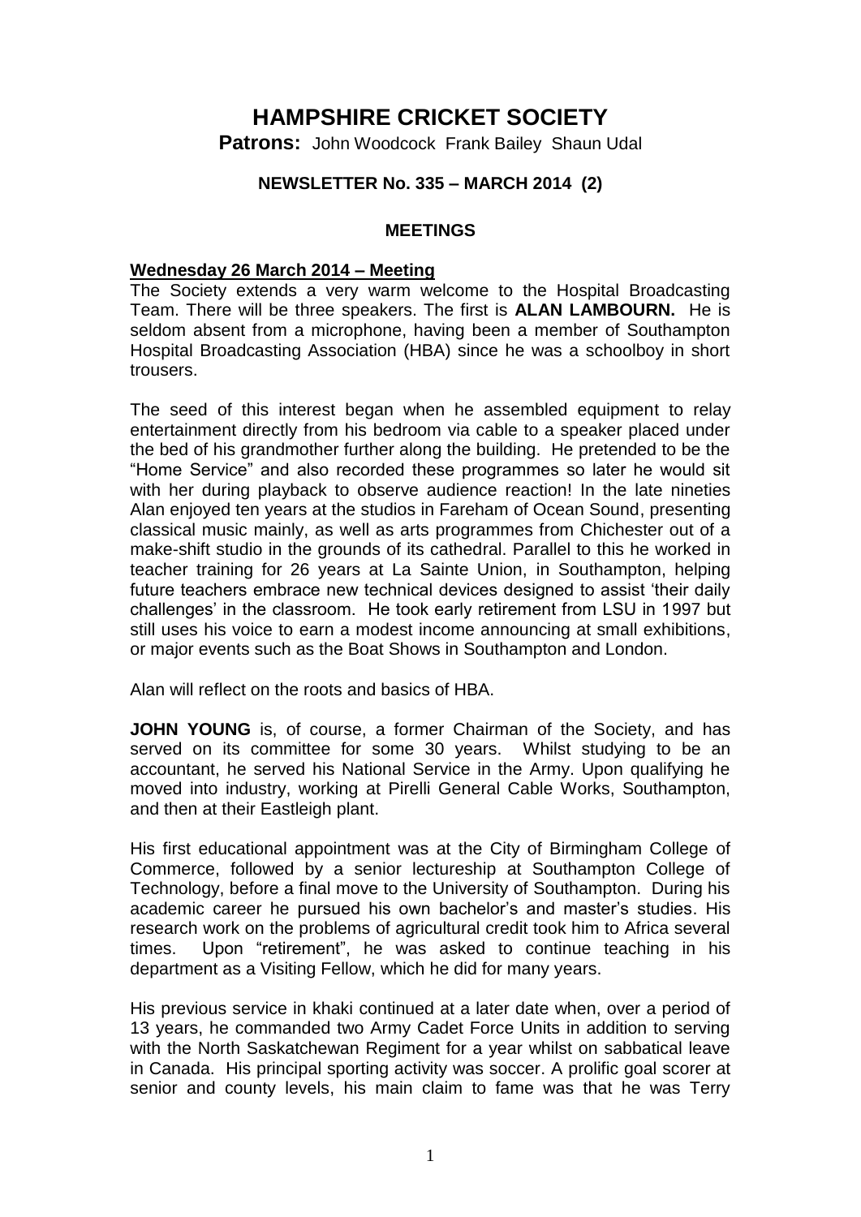# HAMPSHIRE CRICKET SOCIETY

**Patrons:** John Woodcock Frank Bailey Shaun Udal

### NEWSLETTER No. 335 – MARCH 2014 (2)

## MEETINGS

**Wednesday 26 March 2014 – Meeting**

The Society extends a very warm welcome to the Hospital Broadcasting Team. There will be three speakers. The first is **ALAN LAMBOURN.** He is seldom absent from a microphone, having been a member of Southampton Hospital Broadcasting Association (HBA) since he was a schoolboy in short trousers.

The seed of this interest began when he assembled equipment to relay entertainment directly from his bedroom via cable to a speaker placed under the bed of his grandmother further along the building. He pretended to be the "Home Service" and also recorded these programmes so later he would sit with her during playback to observe audience reaction! In the late nineties Alan enjoyed ten years at the studios in Fareham of Ocean Sound, presenting classical music mainly, as well as arts programmes from Chichester out of a make-shift studio in the grounds of its cathedral. Parallel to this he worked in teacher training for 26 years at La Sainte Union, in Southampton, helping future teachers embrace new technical devices designed to assist 'their daily challenges' in the classroom. He took early retirement from LSU in 1997 but still uses his voice to earn a modest income announcing at small exhibitions, or major events such as the Boat Shows in Southampton and London.

Alan will reflect on the roots and basics of HBA.

**JOHN YOUNG** is, of course, a former Chairman of the Society, and has served on its committee for some 30 years. Whilst studying to be an accountant, he served his National Service in the Army. Upon qualifying he moved into industry, working at Pirelli General Cable Works, Southampton, and then at their Eastleigh plant.

His first educational appointment was at the City of Birmingham College of Commerce, followed by a senior lectureship at Southampton College of Technology, before a final move to the University of Southampton. During his academic career he pursued his own bachelor's and master's studies. His research work on the problems of agricultural credit took him to Africa several times. Upon "retirement", he was asked to continue teaching in his department as a Visiting Fellow, which he did for many years.

His previous service in khaki continued at a later date when, over a period of 13 years, he commanded two Army Cadet Force Units in addition to serving with the North Saskatchewan Regiment for a year whilst on sabbatical leave in Canada. His principal sporting activity was soccer. A prolific goal scorer at senior and county levels, his main claim to fame was that he was Terry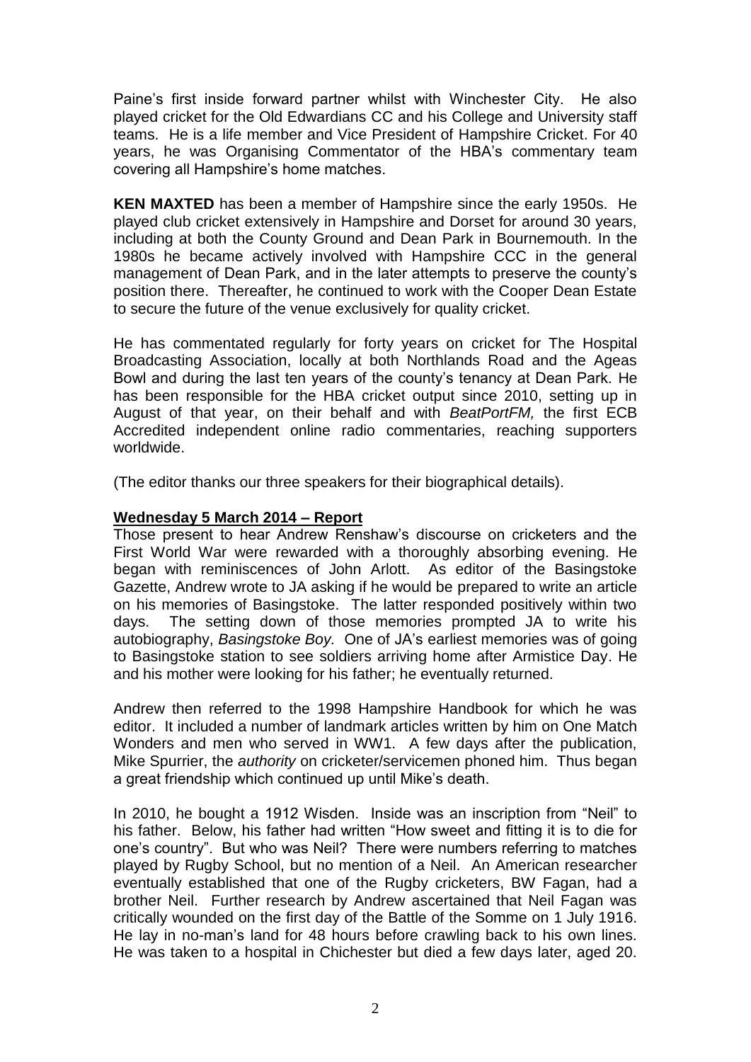Paine's first inside forward partner whilst with Winchester City. He also played cricket for the Old Edwardians CC and his College and University staff teams. He is a life member and Vice President of Hampshire Cricket. For 40 years, he was Organising Commentator of the HBA's commentary team covering all Hampshire's home matches.

**KEN MAXTED** has been a member of Hampshire since the early 1950s. He played club cricket extensively in Hampshire and Dorset for around 30 years, including at both the County Ground and Dean Park in Bournemouth. In the 1980s he became actively involved with Hampshire CCC in the general management of Dean Park, and in the later attempts to preserve the county's position there. Thereafter, he continued to work with the Cooper Dean Estate to secure the future of the venue exclusively for quality cricket.

He has commentated regularly for forty years on cricket for The Hospital Broadcasting Association, locally at both Northlands Road and the Ageas Bowl and during the last ten years of the county's tenancy at Dean Park. He has been responsible for the HBA cricket output since 2010, setting up in August of that year, on their behalf and with *BeatPortFM,* the first ECB Accredited independent online radio commentaries, reaching supporters worldwide.

(The editor thanks our three speakers for their biographical details).

**Wednesday 5 March 2014 – Report**

Those present to hear Andrew Renshaw's discourse on cricketers and the First World War were rewarded with a thoroughly absorbing evening. He began with reminiscences of John Arlott. As editor of the Basingstoke Gazette, Andrew wrote to JA asking if he would be prepared to write an article on his memories of Basingstoke. The latter responded positively within two days. The setting down of those memories prompted JA to write his autobiography, *Basingstoke Boy.* One of JA's earliest memories was of going to Basingstoke station to see soldiers arriving home after Armistice Day. He and his mother were looking for his father; he eventually returned.

Andrew then referred to the 1998 Hampshire Handbook for which he was editor. It included a number of landmark articles written by him on One Match Wonders and men who served in WW1. A few days after the publication, Mike Spurrier, the *authority* on cricketer/servicemen phoned him. Thus began a great friendship which continued up until Mike's death.

In 2010, he bought a 1912 Wisden. Inside was an inscription from "Neil" to his father. Below, his father had written "How sweet and fitting it is to die for one's country". But who was Neil? There were numbers referring to matches played by Rugby School, but no mention of a Neil. An American researcher eventually established that one of the Rugby cricketers, BW Fagan, had a brother Neil. Further research by Andrew ascertained that Neil Fagan was critically wounded on the first day of the Battle of the Somme on 1 July 1916. He lay in no-man's land for 48 hours before crawling back to his own lines. He was taken to a hospital in Chichester but died a few days later, aged 20.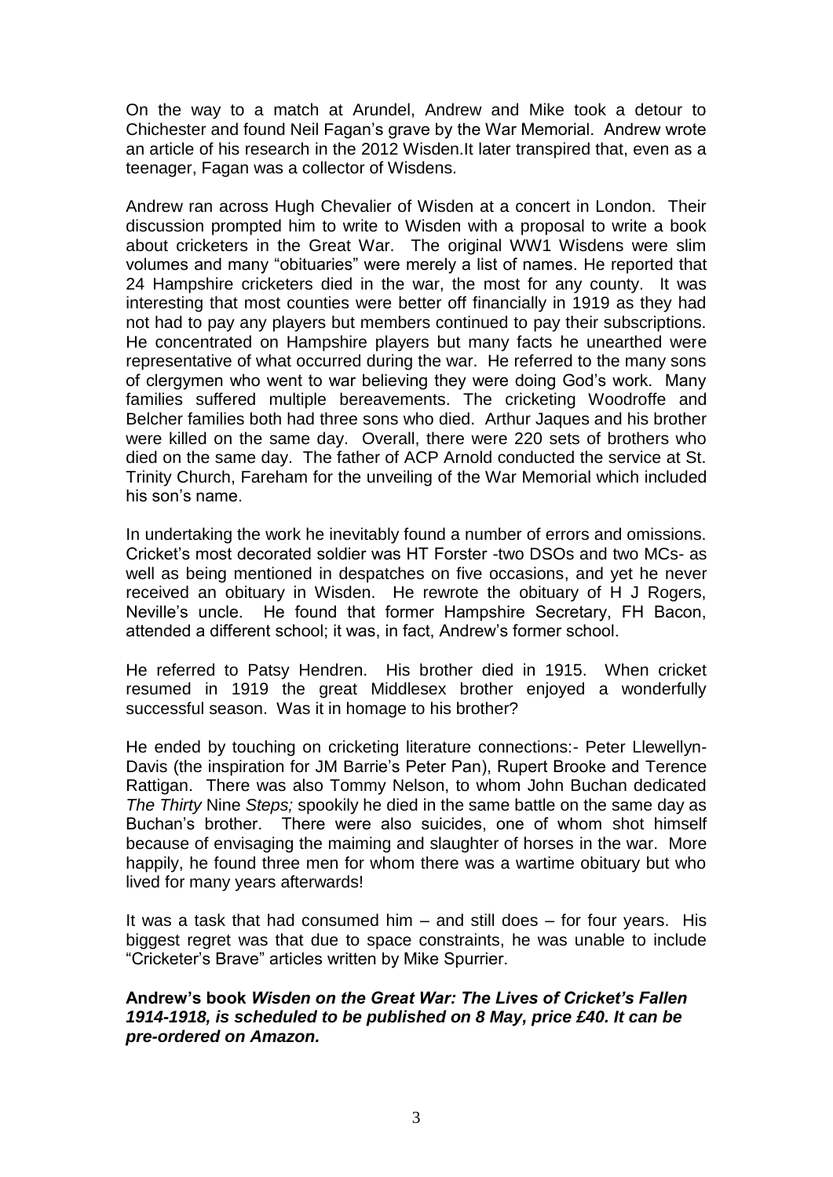On the way to a match at Arundel, Andrew and Mike took a detour to Chichester and found Neil Fagan's grave by the War Memorial. Andrew wrote an article of his research in the 2012 Wisden.It later transpired that, even as a teenager, Fagan was a collector of Wisdens.

Andrew ran across Hugh Chevalier of Wisden at a concert in London. Their discussion prompted him to write to Wisden with a proposal to write a book about cricketers in the Great War. The original WW1 Wisdens were slim volumes and many "obituaries" were merely a list of names. He reported that 24 Hampshire cricketers died in the war, the most for any county. It was interesting that most counties were better off financially in 1919 as they had not had to pay any players but members continued to pay their subscriptions. He concentrated on Hampshire players but many facts he unearthed were representative of what occurred during the war. He referred to the many sons of clergymen who went to war believing they were doing God's work. Many families suffered multiple bereavements. The cricketing Woodroffe and Belcher families both had three sons who died. Arthur Jaques and his brother were killed on the same day. Overall, there were 220 sets of brothers who died on the same day. The father of ACP Arnold conducted the service at St. Trinity Church, Fareham for the unveiling of the War Memorial which included his son's name.

In undertaking the work he inevitably found a number of errors and omissions. Cricket's most decorated soldier was HT Forster -two DSOs and two MCs- as well as being mentioned in despatches on five occasions, and yet he never received an obituary in Wisden. He rewrote the obituary of H J Rogers, Neville's uncle. He found that former Hampshire Secretary, FH Bacon, attended a different school; it was, in fact, Andrew's former school.

He referred to Patsy Hendren. His brother died in 1915. When cricket resumed in 1919 the great Middlesex brother enjoyed a wonderfully successful season. Was it in homage to his brother?

He ended by touching on cricketing literature connections:- Peter Llewellyn-Davis (the inspiration for JM Barrie's Peter Pan), Rupert Brooke and Terence Rattigan. There was also Tommy Nelson, to whom John Buchan dedicated *The Thirty* Nine *Steps;* spookily he died in the same battle on the same day as Buchan's brother. There were also suicides, one of whom shot himself because of envisaging the maiming and slaughter of horses in the war. More happily, he found three men for whom there was a wartime obituary but who lived for many years afterwards!

It was a task that had consumed him – and still does – for four years. His biggest regret was that due to space constraints, he was unable to include "Cricketer's Brave" articles written by Mike Spurrier.

**Andrew's book *Wisden on the Great War: The Lives of Cricket's Fallen 1914-1918, is scheduled to be published on 8 May, price £40. It can be pre-ordered on Amazon.***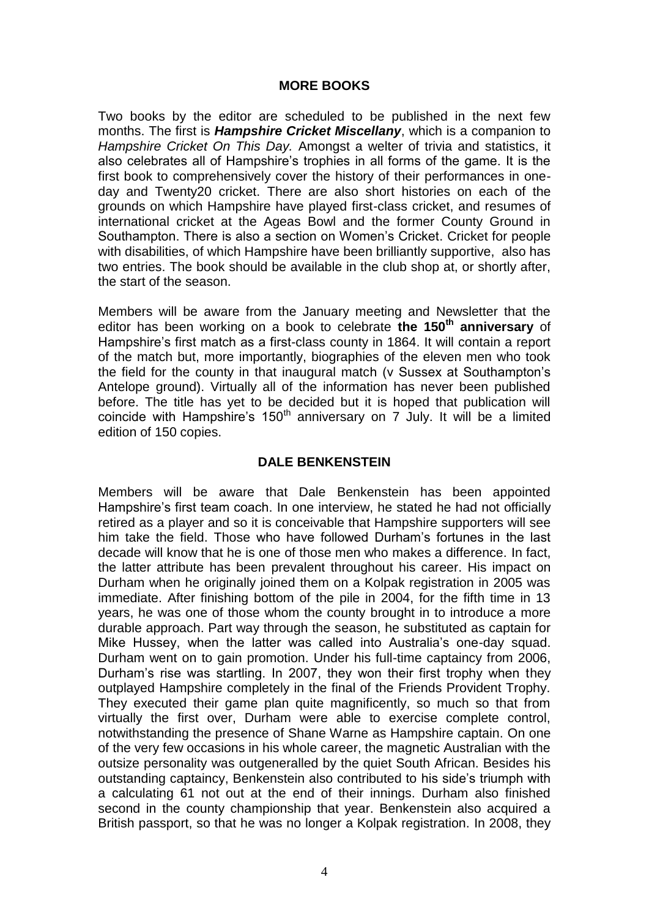## MORE BOOKS

Two books by the editor are scheduled to be published in the next few months. The first is ***Hampshire Cricket Miscellany***, which is a companion to *Hampshire Cricket On This Day.* Amongst a welter of trivia and statistics, it also celebrates all of Hampshire's trophies in all forms of the game. It is the first book to comprehensively cover the history of their performances in one-day and Twenty20 cricket. There are also short histories on each of the grounds on which Hampshire have played first-class cricket, and resumes of international cricket at the Ageas Bowl and the former County Ground in Southampton. There is also a section on Women's Cricket. Cricket for people with disabilities, of which Hampshire have been brilliantly supportive, also has two entries. The book should be available in the club shop at, or shortly after, the start of the season.

Members will be aware from the January meeting and Newsletter that the editor has been working on a book to celebrate **the 150th anniversary** of Hampshire's first match as a first-class county in 1864. It will contain a report of the match but, more importantly, biographies of the eleven men who took the field for the county in that inaugural match (v Sussex at Southampton's Antelope ground). Virtually all of the information has never been published before. The title has yet to be decided but it is hoped that publication will coincide with Hampshire's 150th anniversary on 7 July. It will be a limited edition of 150 copies.

## DALE BENKENSTEIN

Members will be aware that Dale Benkenstein has been appointed Hampshire's first team coach. In one interview, he stated he had not officially retired as a player and so it is conceivable that Hampshire supporters will see him take the field. Those who have followed Durham's fortunes in the last decade will know that he is one of those men who makes a difference. In fact, the latter attribute has been prevalent throughout his career. His impact on Durham when he originally joined them on a Kolpak registration in 2005 was immediate. After finishing bottom of the pile in 2004, for the fifth time in 13 years, he was one of those whom the county brought in to introduce a more durable approach. Part way through the season, he substituted as captain for Mike Hussey, when the latter was called into Australia's one-day squad. Durham went on to gain promotion. Under his full-time captaincy from 2006, Durham's rise was startling. In 2007, they won their first trophy when they outplayed Hampshire completely in the final of the Friends Provident Trophy. They executed their game plan quite magnificently, so much so that from virtually the first over, Durham were able to exercise complete control, notwithstanding the presence of Shane Warne as Hampshire captain. On one of the very few occasions in his whole career, the magnetic Australian with the outsize personality was outgeneralled by the quiet South African. Besides his outstanding captaincy, Benkenstein also contributed to his side's triumph with a calculating 61 not out at the end of their innings. Durham also finished second in the county championship that year. Benkenstein also acquired a British passport, so that he was no longer a Kolpak registration. In 2008, they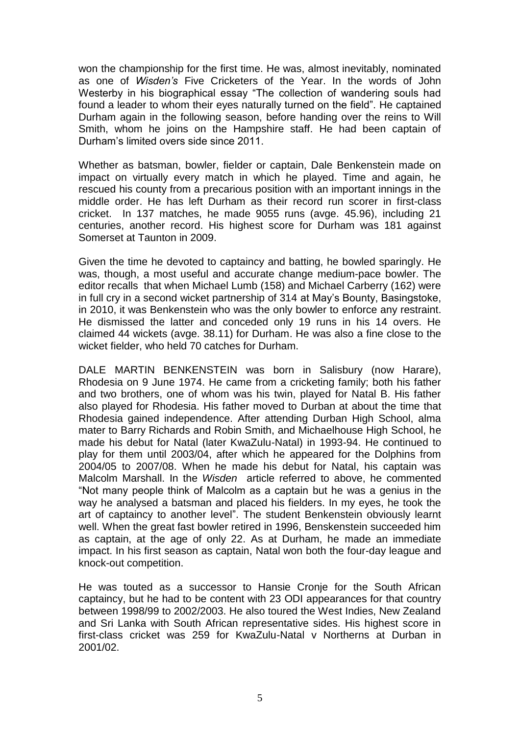won the championship for the first time. He was, almost inevitably, nominated as one of *Wisden's* Five Cricketers of the Year. In the words of John Westerby in his biographical essay "The collection of wandering souls had found a leader to whom their eyes naturally turned on the field". He captained Durham again in the following season, before handing over the reins to Will Smith, whom he joins on the Hampshire staff. He had been captain of Durham's limited overs side since 2011.

Whether as batsman, bowler, fielder or captain, Dale Benkenstein made on impact on virtually every match in which he played. Time and again, he rescued his county from a precarious position with an important innings in the middle order. He has left Durham as their record run scorer in first-class cricket. In 137 matches, he made 9055 runs (avge. 45.96), including 21 centuries, another record. His highest score for Durham was 181 against Somerset at Taunton in 2009.

Given the time he devoted to captaincy and batting, he bowled sparingly. He was, though, a most useful and accurate change medium-pace bowler. The editor recalls that when Michael Lumb (158) and Michael Carberry (162) were in full cry in a second wicket partnership of 314 at May's Bounty, Basingstoke, in 2010, it was Benkenstein who was the only bowler to enforce any restraint. He dismissed the latter and conceded only 19 runs in his 14 overs. He claimed 44 wickets (avge. 38.11) for Durham. He was also a fine close to the wicket fielder, who held 70 catches for Durham.

DALE MARTIN BENKENSTEIN was born in Salisbury (now Harare), Rhodesia on 9 June 1974. He came from a cricketing family; both his father and two brothers, one of whom was his twin, played for Natal B. His father also played for Rhodesia. His father moved to Durban at about the time that Rhodesia gained independence. After attending Durban High School, alma mater to Barry Richards and Robin Smith, and Michaelhouse High School, he made his debut for Natal (later KwaZulu-Natal) in 1993-94. He continued to play for them until 2003/04, after which he appeared for the Dolphins from 2004/05 to 2007/08. When he made his debut for Natal, his captain was Malcolm Marshall. In the *Wisden* article referred to above, he commented "Not many people think of Malcolm as a captain but he was a genius in the way he analysed a batsman and placed his fielders. In my eyes, he took the art of captaincy to another level". The student Benkenstein obviously learnt well. When the great fast bowler retired in 1996, Benskenstein succeeded him as captain, at the age of only 22. As at Durham, he made an immediate impact. In his first season as captain, Natal won both the four-day league and knock-out competition.

He was touted as a successor to Hansie Cronje for the South African captaincy, but he had to be content with 23 ODI appearances for that country between 1998/99 to 2002/2003. He also toured the West Indies, New Zealand and Sri Lanka with South African representative sides. His highest score in first-class cricket was 259 for KwaZulu-Natal v Northerns at Durban in 2001/02.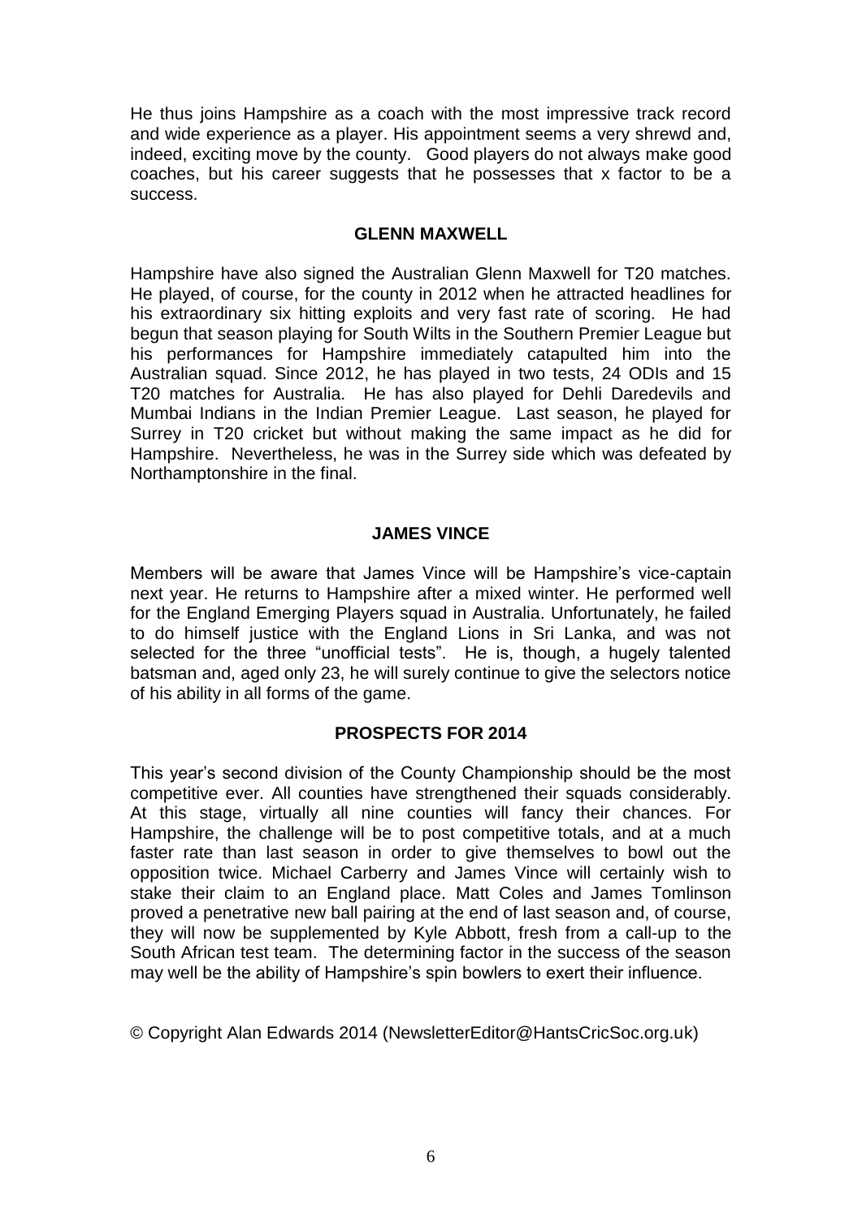He thus joins Hampshire as a coach with the most impressive track record and wide experience as a player. His appointment seems a very shrewd and, indeed, exciting move by the county. Good players do not always make good coaches, but his career suggests that he possesses that x factor to be a success.

## GLENN MAXWELL

Hampshire have also signed the Australian Glenn Maxwell for T20 matches. He played, of course, for the county in 2012 when he attracted headlines for his extraordinary six hitting exploits and very fast rate of scoring. He had begun that season playing for South Wilts in the Southern Premier League but his performances for Hampshire immediately catapulted him into the Australian squad. Since 2012, he has played in two tests, 24 ODIs and 15 T20 matches for Australia. He has also played for Dehli Daredevils and Mumbai Indians in the Indian Premier League. Last season, he played for Surrey in T20 cricket but without making the same impact as he did for Hampshire. Nevertheless, he was in the Surrey side which was defeated by Northamptonshire in the final.

## JAMES VINCE

Members will be aware that James Vince will be Hampshire's vice-captain next year. He returns to Hampshire after a mixed winter. He performed well for the England Emerging Players squad in Australia. Unfortunately, he failed to do himself justice with the England Lions in Sri Lanka, and was not selected for the three "unofficial tests". He is, though, a hugely talented batsman and, aged only 23, he will surely continue to give the selectors notice of his ability in all forms of the game.

## PROSPECTS FOR 2014

This year's second division of the County Championship should be the most competitive ever. All counties have strengthened their squads considerably. At this stage, virtually all nine counties will fancy their chances. For Hampshire, the challenge will be to post competitive totals, and at a much faster rate than last season in order to give themselves to bowl out the opposition twice. Michael Carberry and James Vince will certainly wish to stake their claim to an England place. Matt Coles and James Tomlinson proved a penetrative new ball pairing at the end of last season and, of course, they will now be supplemented by Kyle Abbott, fresh from a call-up to the South African test team. The determining factor in the success of the season may well be the ability of Hampshire's spin bowlers to exert their influence.

© Copyright Alan Edwards 2014 (NewsletterEditor@HantsCricSoc.org.uk)